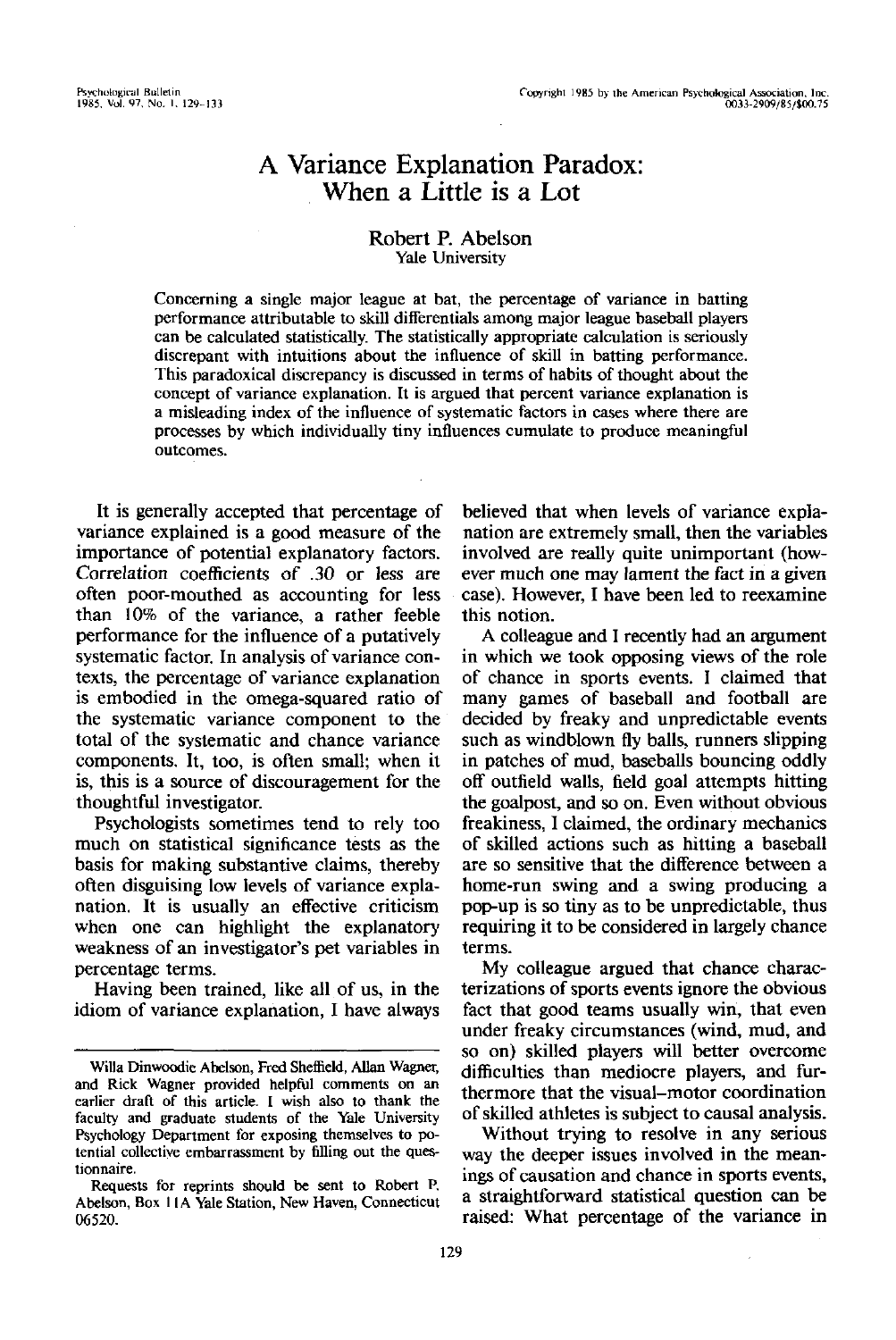# A Variance Explanation Paradox: When a Little is a Lot

Robert P. Abelson
Yale University

Concerning a single major league at bat, the percentage of variance in batting performance attributable to skill differentials among major league baseball players can be calculated statistically. The statistically appropriate calculation is seriously discrepant with intuitions about the influence of skill in batting performance. This paradoxical discrepancy is discussed in terms of habits of thought about the concept of variance explanation. It is argued that percent variance explanation is a misleading index of the influence of systematic factors in cases where there are processes by which individually tiny influences cumulate to produce meaningful outcomes.

It is generally accepted that percentage of variance explained is a good measure of the importance of potential explanatory factors. Correlation coefficients of .30 or less are often poor-mouthed as accounting for less than 10% of the variance, a rather feeble performance for the influence of a putatively systematic factor. In analysis of variance contexts, the percentage of variance explanation is embodied in the omega-squared ratio of the systematic variance component to the total of the systematic and chance variance components. It, too, is often small; when it is, this is a source of discouragement for the thoughtful investigator.

Psychologists sometimes tend to rely too much on statistical significance tests as the basis for making substantive claims, thereby often disguising low levels of variance explanation. It is usually an effective criticism when one can highlight the explanatory weakness of an investigator's pet variables in percentage terms.

Having been trained, like all of us, in the idiom of variance explanation, I have always believed that when levels of variance explanation are extremely small, then the variables involved are really quite unimportant (however much one may lament the fact in a given case). However, I have been led to reexamine this notion.

A colleague and I recently had an argument in which we took opposing views of the role of chance in sports events. I claimed that many games of baseball and football are decided by freaky and unpredictable events such as windblown fly balls, runners slipping in patches of mud, baseballs bouncing oddly off outfield walls, field goal attempts hitting the goalpost, and so on. Even without obvious freakiness, I claimed, the ordinary mechanics of skilled actions such as hitting a baseball are so sensitive that the difference between a home-run swing and a swing producing a pop-up is so tiny as to be unpredictable, thus requiring it to be considered in largely chance terms.

My colleague argued that chance characterizations of sports events ignore the obvious fact that good teams usually win, that even under freaky circumstances (wind, mud, and so on) skilled players will better overcome difficulties than mediocre players, and furthermore that the visual–motor coordination of skilled athletes is subject to causal analysis.

Without trying to resolve in any serious way the deeper issues involved in the meanings of causation and chance in sports events, a straightforward statistical question can be raised: What percentage of the variance in

---

Willa Dinwoodie Abelson, Fred Sheffield, Allan Wagner, and Rick Wagner provided helpful comments on an earlier draft of this article. I wish also to thank the faculty and graduate students of the Yale University Psychology Department for exposing themselves to potential collective embarrassment by filling out the questionnaire.

Requests for reprints should be sent to Robert P. Abelson, Box 11A Yale Station, New Haven, Connecticut 06520.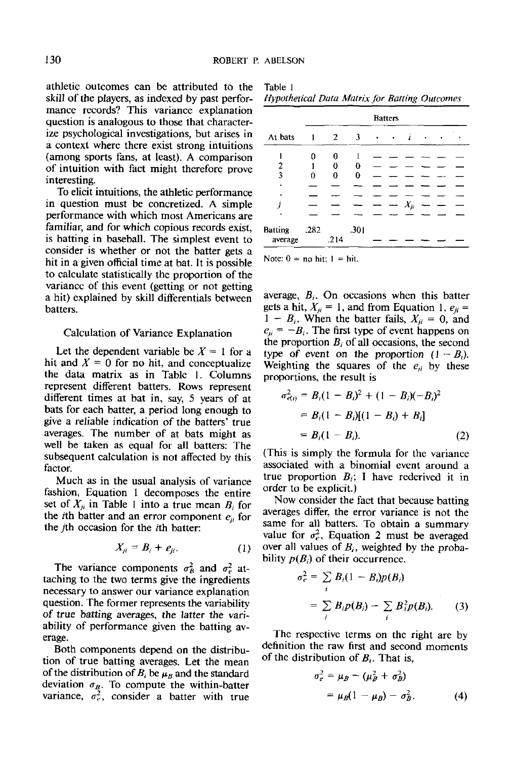athletic outcomes can be attributed to the skill of the players, as indexed by past performance records? This variance explanation question is analogous to those that characterize psychological investigations, but arises in a context where there exist strong intuitions (among sports fans, at least). A comparison of intuition with fact might therefore prove interesting.

To elicit intuitions, the athletic performance in question must be concretized. A simple performance with which most Americans are familiar, and for which copious records exist, is batting in baseball. The simplest event to consider is whether or not the batter gets a hit in a given official time at bat. It is possible to calculate statistically the proportion of the variance of this event (getting or not getting a hit) explained by skill differentials between batters.

## Calculation of Variance Explanation

Let the dependent variable be $X = 1$ for a hit and $X = 0$ for no hit, and conceptualize the data matrix as in Table 1. Columns represent different batters. Rows represent different times at bat in, say, 5 years of at bats for each batter, a period long enough to give a reliable indication of the batters' true averages. The number of at bats might as well be taken as equal for all batters: The subsequent calculation is not affected by this factor.

Much as in the usual analysis of variance fashion, Equation 1 decomposes the entire set of $X_{ji}$ in Table 1 into a true mean $B_i$ for the $i$th batter and an error component $e_{ji}$ for the $j$th occasion for the $i$th batter:

$$X_{ji} = B_i + e_{ji}. \tag{1}$$

The variance components $\sigma_B^2$ and $\sigma_e^2$ attaching to the two terms give the ingredients necessary to answer our variance explanation question. The former represents the variability of true batting averages, the latter the variability of performance given the batting average.

Both components depend on the distribution of true batting averages. Let the mean of the distribution of $B_i$ be $\mu_B$ and the standard deviation $\sigma_B$. To compute the within-batter variance, $\sigma_e^2$, consider a batter with true

Table 1
*Hypothetical Data Matrix for Batting Outcomes*

| | Batters | | | | | | | |
|---|---|---|---|---|---|---|---|---|
| At bats | 1 | 2 | 3 | · | · | $i$ | · | · |
| 1 | 0 | 0 | 1 | — | — | — | — | — |
| 2 | 1 | 0 | 0 | — | — | — | — | — |
| 3 | 0 | 0 | 0 | — | — | — | — | — |
| · | — | — | — | — | — | — | — | — |
| · | — | — | — | — | — | — | — | — |
| $j$ | — | — | — | — | — | $X_{ji}$ | — | — |
| · | — | — | — | — | — | — | — | — |
| Batting average | .282 | .214 | .301 | — | — | — | — | — |

Note: 0 = no hit; 1 = hit.

average, $B_i$. On occasions when this batter gets a hit, $X_{ji} = 1$, and from Equation 1, $e_{ji} = 1 - B_i$. When the batter fails, $X_{ji} = 0$, and $e_{ji} = -B_i$. The first type of event happens on the proportion $B_i$ of all occasions, the second type of event on the proportion $(1 - B_i)$. Weighting the squares of the $e_{ji}$ by these proportions, the result is

$$\begin{aligned}
\sigma_{e(i)}^2 &= B_i(1 - B_i)^2 + (1 - B_i)(-B_i)^2 \\
&= B_i(1 - B_i)[(1 - B_i) + B_i] \\
&= B_i(1 - B_i).
\end{aligned} \tag{2}$$

(This is simply the formula for the variance associated with a binomial event around a true proportion $B_i$; I have rederived it in order to be explicit.)

Now consider the fact that because batting averages differ, the error variance is not the same for all batters. To obtain a summary value for $\sigma_e^2$, Equation 2 must be averaged over all values of $B_i$, weighted by the probability $p(B_i)$ of their occurrence.

$$\begin{aligned}
\sigma_e^2 &= \sum_i B_i(1 - B_i)p(B_i) \\
&= \sum_i B_i p(B_i) - \sum_i B_i^2 p(B_i).
\end{aligned} \tag{3}$$

The respective terms on the right are by definition the raw first and second moments of the distribution of $B_i$. That is,

$$\begin{aligned}
\sigma_e^2 &= \mu_B - (\mu_B^2 + \sigma_B^2) \\
&= \mu_B(1 - \mu_B) - \sigma_B^2.
\end{aligned} \tag{4}$$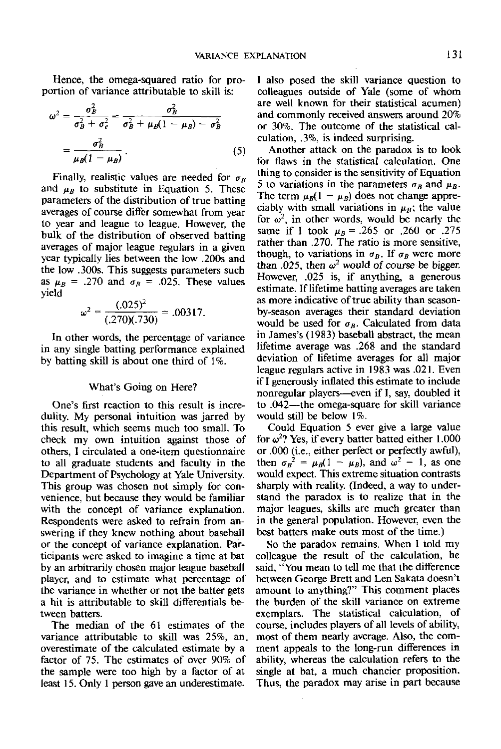Hence, the omega-squared ratio for proportion of variance attributable to skill is:

$$\omega^2 = \frac{\sigma_B^2}{\sigma_B^2 + \sigma_e^2} = \frac{\sigma_B^2}{\sigma_B^2 + \mu_B(1 - \mu_B) - \sigma_B^2}$$

$$= \frac{\sigma_B^2}{\mu_B(1 - \mu_B)} . \qquad (5)$$

Finally, realistic values are needed for $\sigma_B$ and $\mu_B$ to substitute in Equation 5. These parameters of the distribution of true batting averages of course differ somewhat from year to year and league to league. However, the bulk of the distribution of observed batting averages of major league regulars in a given year typically lies between the low .200s and the low .300s. This suggests parameters such as $\mu_B$ = .270 and $\sigma_B$ = .025. These values yield

$$\omega^2 = \frac{(.025)^2}{(.270)(.730)} = .00317.$$

In other words, the percentage of variance in any single batting performance explained by batting skill is about one third of 1%.

## What's Going on Here?

One's first reaction to this result is incredulity. My personal intuition was jarred by this result, which seems much too small. To check my own intuition against those of others, I circulated a one-item questionnaire to all graduate students and faculty in the Department of Psychology at Yale University. This group was chosen not simply for convenience, but because they would be familiar with the concept of variance explanation. Respondents were asked to refrain from answering if they knew nothing about baseball or the concept of variance explanation. Participants were asked to imagine a time at bat by an arbitrarily chosen major league baseball player, and to estimate what percentage of the variance in whether or not the batter gets a hit is attributable to skill differentials between batters.

The median of the 61 estimates of the variance attributable to skill was 25%, an overestimate of the calculated estimate by a factor of 75. The estimates of over 90% of the sample were too high by a factor of at least 15. Only 1 person gave an underestimate. I also posed the skill variance question to colleagues outside of Yale (some of whom are well known for their statistical acumen) and commonly received answers around 20% or 30%. The outcome of the statistical calculation, .3%, is indeed surprising.

Another attack on the paradox is to look for flaws in the statistical calculation. One thing to consider is the sensitivity of Equation 5 to variations in the parameters $\sigma_B$ and $\mu_B$. The term $\mu_B(1 - \mu_B)$ does not change appreciably with small variations in $\mu_B$; the value for $\omega^2$, in other words, would be nearly the same if I took $\mu_B$ = .265 or .260 or .275 rather than .270. The ratio is more sensitive, though, to variations in $\sigma_B$. If $\sigma_B$ were more than .025, then $\omega^2$ would of course be bigger. However, .025 is, if anything, a generous estimate. If lifetime batting averages are taken as more indicative of true ability than season-by-season averages their standard deviation would be used for $\sigma_B$. Calculated from data in James's (1983) baseball abstract, the mean lifetime average was .268 and the standard deviation of lifetime averages for all major league regulars active in 1983 was .021. Even if I generously inflated this estimate to include nonregular players—even if I, say, doubled it to .042—the omega-square for skill variance would still be below 1%.

Could Equation 5 ever give a large value for $\omega^2$? Yes, if every batter batted either 1.000 or .000 (i.e., either perfect or perfectly awful), then $\sigma_B^2 = \mu_B(1 - \mu_B)$, and $\omega^2 = 1$, as one would expect. This extreme situation contrasts sharply with reality. (Indeed, a way to understand the paradox is to realize that in the major leagues, skills are much greater than in the general population. However, even the best batters make outs most of the time.)

So the paradox remains. When I told my colleague the result of the calculation, he said, "You mean to tell me that the difference between George Brett and Len Sakata doesn't amount to anything?" This comment places the burden of the skill variance on extreme exemplars. The statistical calculation, of course, includes players of all levels of ability, most of them nearly average. Also, the comment appeals to the long-run differences in ability, whereas the calculation refers to the single at bat, a much chancier proposition. Thus, the paradox may arise in part because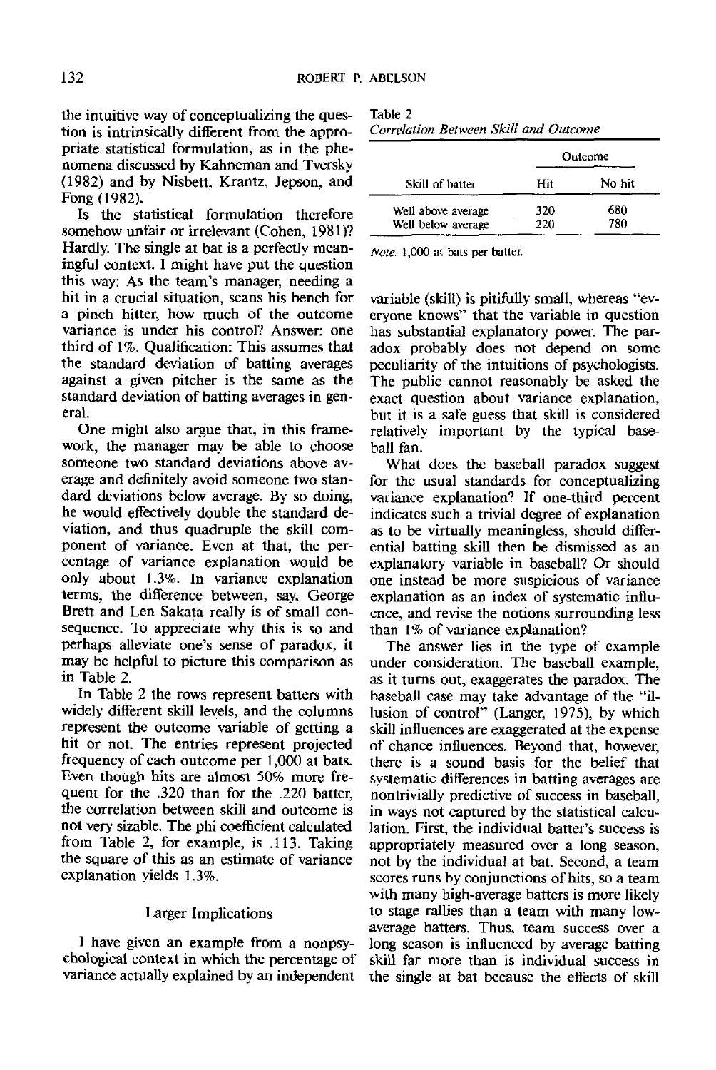the intuitive way of conceptualizing the question is intrinsically different from the appropriate statistical formulation, as in the phenomena discussed by Kahneman and Tversky (1982) and by Nisbett, Krantz, Jepson, and Fong (1982).

Is the statistical formulation therefore somehow unfair or irrelevant (Cohen, 1981)? Hardly. The single at bat is a perfectly meaningful context. I might have put the question this way: As the team's manager, needing a hit in a crucial situation, scans his bench for a pinch hitter, how much of the outcome variance is under his control? Answer: one third of 1%. Qualification: This assumes that the standard deviation of batting averages against a given pitcher is the same as the standard deviation of batting averages in general.

One might also argue that, in this framework, the manager may be able to choose someone two standard deviations above average and definitely avoid someone two standard deviations below average. By so doing, he would effectively double the standard deviation, and thus quadruple the skill component of variance. Even at that, the percentage of variance explanation would be only about 1.3%. In variance explanation terms, the difference between, say, George Brett and Len Sakata really is of small consequence. To appreciate why this is so and perhaps alleviate one's sense of paradox, it may be helpful to picture this comparison as in Table 2.

In Table 2 the rows represent batters with widely different skill levels, and the columns represent the outcome variable of getting a hit or not. The entries represent projected frequency of each outcome per 1,000 at bats. Even though hits are almost 50% more frequent for the .320 than for the .220 batter, the correlation between skill and outcome is not very sizable. The phi coefficient calculated from Table 2, for example, is .113. Taking the square of this as an estimate of variance explanation yields 1.3%.

Table 2
*Correlation Between Skill and Outcome*

| Skill of batter | Outcome | |
|---|---|---|
| | Hit | No hit |
| Well above average | 320 | 680 |
| Well below average | 220 | 780 |

*Note.* 1,000 at bats per batter.

## Larger Implications

I have given an example from a nonpsychological context in which the percentage of variance actually explained by an independent variable (skill) is pitifully small, whereas "everyone knows" that the variable in question has substantial explanatory power. The paradox probably does not depend on some peculiarity of the intuitions of psychologists. The public cannot reasonably be asked the exact question about variance explanation, but it is a safe guess that skill is considered relatively important by the typical baseball fan.

What does the baseball paradox suggest for the usual standards for conceptualizing variance explanation? If one-third percent indicates such a trivial degree of explanation as to be virtually meaningless, should differential batting skill then be dismissed as an explanatory variable in baseball? Or should one instead be more suspicious of variance explanation as an index of systematic influence, and revise the notions surrounding less than 1% of variance explanation?

The answer lies in the type of example under consideration. The baseball example, as it turns out, exaggerates the paradox. The baseball case may take advantage of the "illusion of control" (Langer, 1975), by which skill influences are exaggerated at the expense of chance influences. Beyond that, however, there is a sound basis for the belief that systematic differences in batting averages are nontrivially predictive of success in baseball, in ways not captured by the statistical calculation. First, the individual batter's success is appropriately measured over a long season, not by the individual at bat. Second, a team scores runs by conjunctions of hits, so a team with many high-average batters is more likely to stage rallies than a team with many low-average batters. Thus, team success over a long season is influenced by average batting skill far more than is individual success in the single at bat because the effects of skill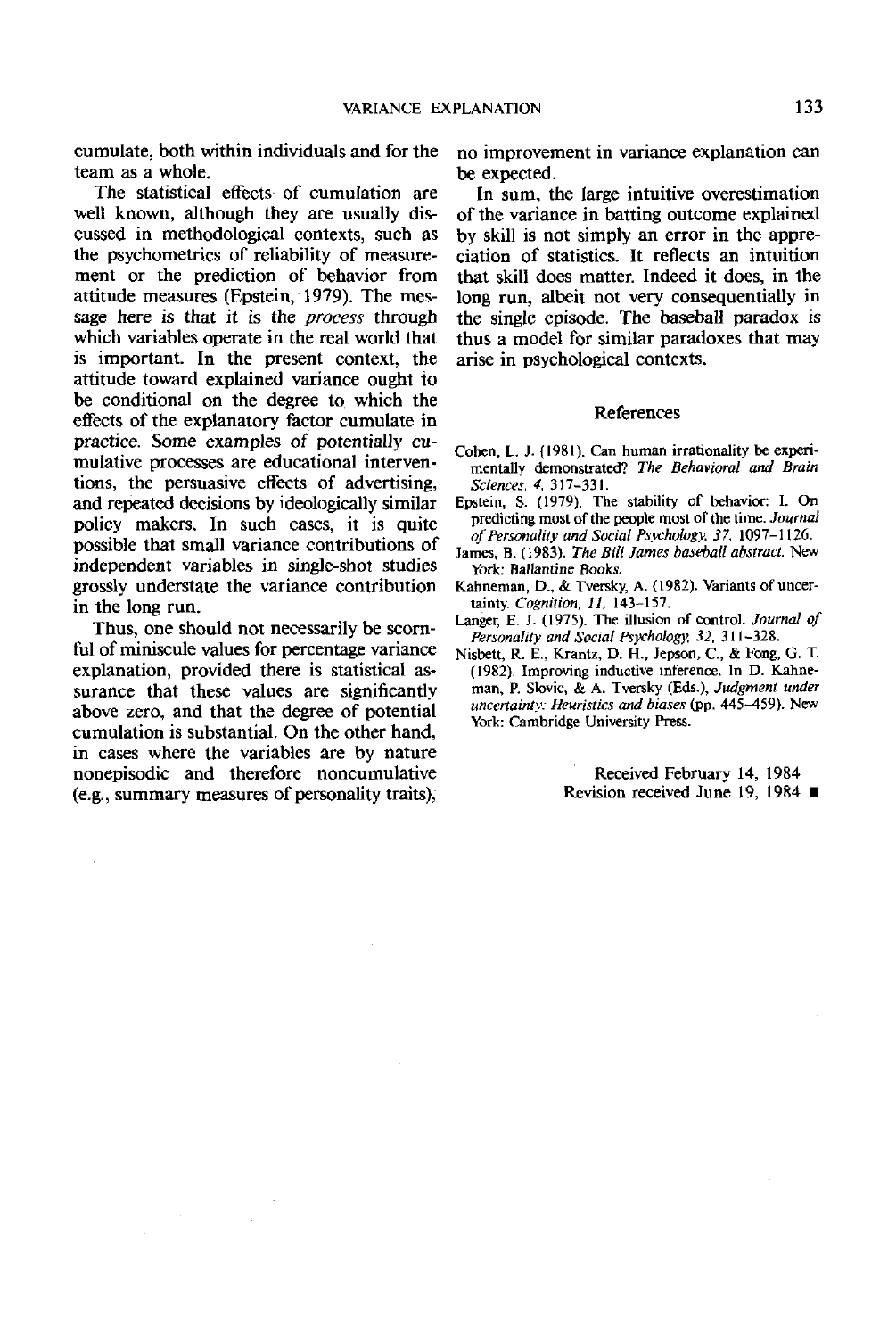cumulate, both within individuals and for the team as a whole.

The statistical effects of cumulation are well known, although they are usually discussed in methodological contexts, such as the psychometrics of reliability of measurement or the prediction of behavior from attitude measures (Epstein, 1979). The message here is that it is the *process* through which variables operate in the real world that is important. In the present context, the attitude toward explained variance ought to be conditional on the degree to which the effects of the explanatory factor cumulate in practice. Some examples of potentially cumulative processes are educational interventions, the persuasive effects of advertising, and repeated decisions by ideologically similar policy makers. In such cases, it is quite possible that small variance contributions of independent variables in single-shot studies grossly understate the variance contribution in the long run.

Thus, one should not necessarily be scornful of miniscule values for percentage variance explanation, provided there is statistical assurance that these values are significantly above zero, and that the degree of potential cumulation is substantial. On the other hand, in cases where the variables are by nature nonepisodic and therefore noncumulative (e.g., summary measures of personality traits), no improvement in variance explanation can be expected.

In sum, the large intuitive overestimation of the variance in batting outcome explained by skill is not simply an error in the appreciation of statistics. It reflects an intuition that skill does matter. Indeed it does, in the long run, albeit not very consequentially in the single episode. The baseball paradox is thus a model for similar paradoxes that may arise in psychological contexts.

## References

Cohen, L. J. (1981). Can human irrationality be experimentally demonstrated? *The Behavioral and Brain Sciences, 4,* 317–331.

Epstein, S. (1979). The stability of behavior: I. On predicting most of the people most of the time. *Journal of Personality and Social Psychology, 37,* 1097–1126.

James, B. (1983). *The Bill James baseball abstract.* New York: Ballantine Books.

Kahneman, D., & Tversky, A. (1982). Variants of uncertainty. *Cognition, 11,* 143–157.

Langer, E. J. (1975). The illusion of control. *Journal of Personality and Social Psychology, 32,* 311–328.

Nisbett, R. E., Krantz, D. H., Jepson, C., & Fong, G. T. (1982). Improving inductive inference. In D. Kahneman, P. Slovic, & A. Tversky (Eds.), *Judgment under uncertainty: Heuristics and biases* (pp. 445–459). New York: Cambridge University Press.

Received February 14, 1984
Revision received June 19, 1984 ■